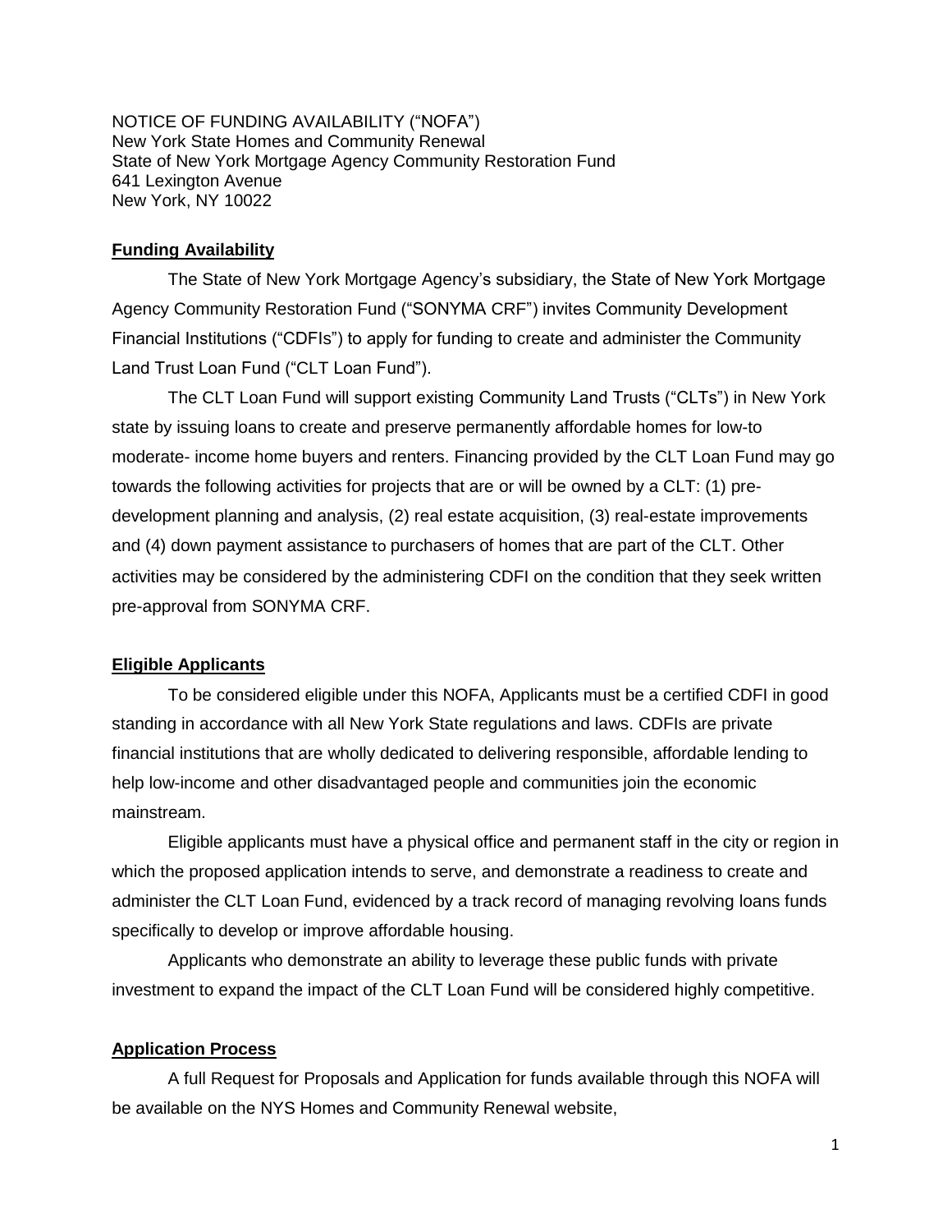NOTICE OF FUNDING AVAILABILITY ("NOFA")
New York State Homes and Community Renewal
State of New York Mortgage Agency Community Restoration Fund
641 Lexington Avenue
New York, NY 10022

## **Funding Availability**

The State of New York Mortgage Agency's subsidiary, the State of New York Mortgage Agency Community Restoration Fund ("SONYMA CRF") invites Community Development Financial Institutions ("CDFIs") to apply for funding to create and administer the Community Land Trust Loan Fund ("CLT Loan Fund").

The CLT Loan Fund will support existing Community Land Trusts ("CLTs") in New York state by issuing loans to create and preserve permanently affordable homes for low-to moderate- income home buyers and renters. Financing provided by the CLT Loan Fund may go towards the following activities for projects that are or will be owned by a CLT: (1) pre-development planning and analysis, (2) real estate acquisition, (3) real-estate improvements and (4) down payment assistance to purchasers of homes that are part of the CLT. Other activities may be considered by the administering CDFI on the condition that they seek written pre-approval from SONYMA CRF.

## **Eligible Applicants**

To be considered eligible under this NOFA, Applicants must be a certified CDFI in good standing in accordance with all New York State regulations and laws. CDFIs are private financial institutions that are wholly dedicated to delivering responsible, affordable lending to help low-income and other disadvantaged people and communities join the economic mainstream.

Eligible applicants must have a physical office and permanent staff in the city or region in which the proposed application intends to serve, and demonstrate a readiness to create and administer the CLT Loan Fund, evidenced by a track record of managing revolving loans funds specifically to develop or improve affordable housing.

Applicants who demonstrate an ability to leverage these public funds with private investment to expand the impact of the CLT Loan Fund will be considered highly competitive.

## **Application Process**

A full Request for Proposals and Application for funds available through this NOFA will be available on the NYS Homes and Community Renewal website,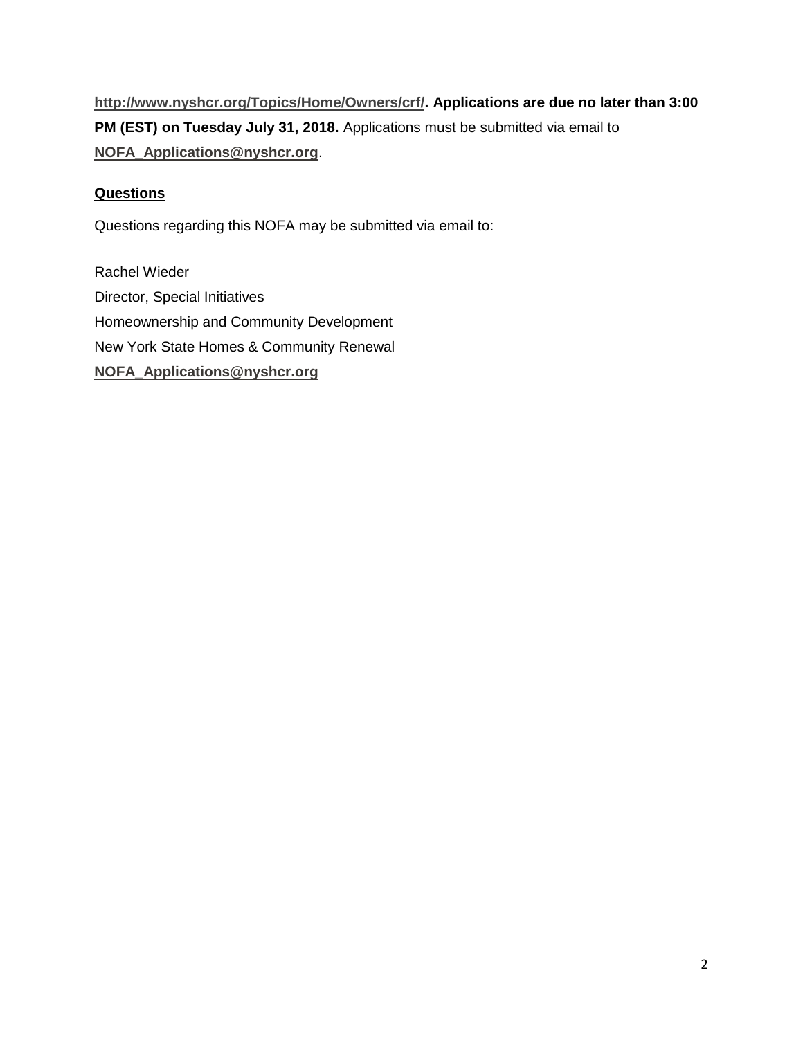http://www.nyshcr.org/Topics/Home/Owners/crf/. **Applications are due no later than 3:00 PM (EST) on Tuesday July 31, 2018.** Applications must be submitted via email to **NOFA_Applications@nyshcr.org**.

## Questions

Questions regarding this NOFA may be submitted via email to:

Rachel Wieder
Director, Special Initiatives
Homeownership and Community Development
New York State Homes & Community Renewal
**NOFA_Applications@nyshcr.org**